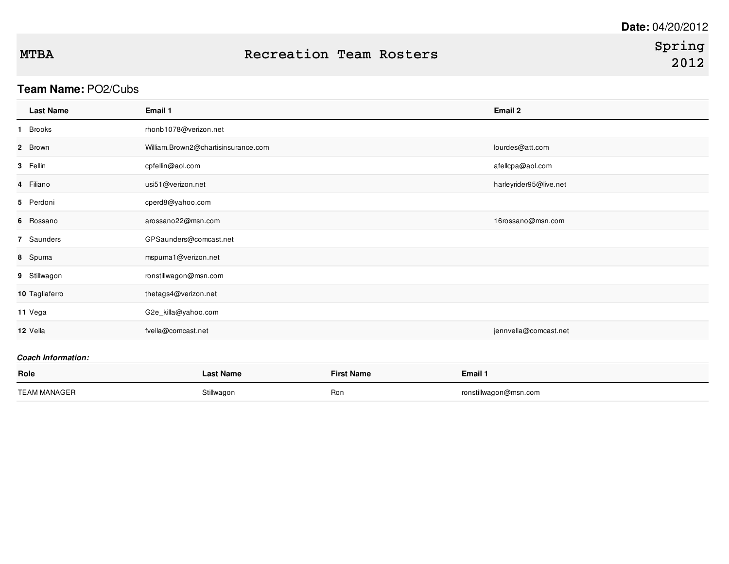**Date:** 04/20/2012

# MTBA — Recreation Team Rosters — Spring 2012

**Team Name:** PO2/Cubs

| | Last Name | Email 1 | Email 2 |
|---|---|---|---|
| 1 | Brooks | rhonb1078@verizon.net | |
| 2 | Brown | William.Brown2@chartisinsurance.com | lourdes@att.com |
| 3 | Fellin | cpfellin@aol.com | afellcpa@aol.com |
| 4 | Filiano | usi51@verizon.net | harleyrider95@live.net |
| 5 | Perdoni | cperd8@yahoo.com | |
| 6 | Rossano | arossano22@msn.com | 16rossano@msn.com |
| 7 | Saunders | GPSaunders@comcast.net | |
| 8 | Spuma | mspuma1@verizon.net | |
| 9 | Stillwagon | ronstillwagon@msn.com | |
| 10 | Tagliaferro | thetags4@verizon.net | |
| 11 | Vega | G2e_killa@yahoo.com | |
| 12 | Vella | fvella@comcast.net | jennvella@comcast.net |

***Coach Information:***

| Role | Last Name | First Name | Email 1 |
|---|---|---|---|
| TEAM MANAGER | Stillwagon | Ron | ronstillwagon@msn.com |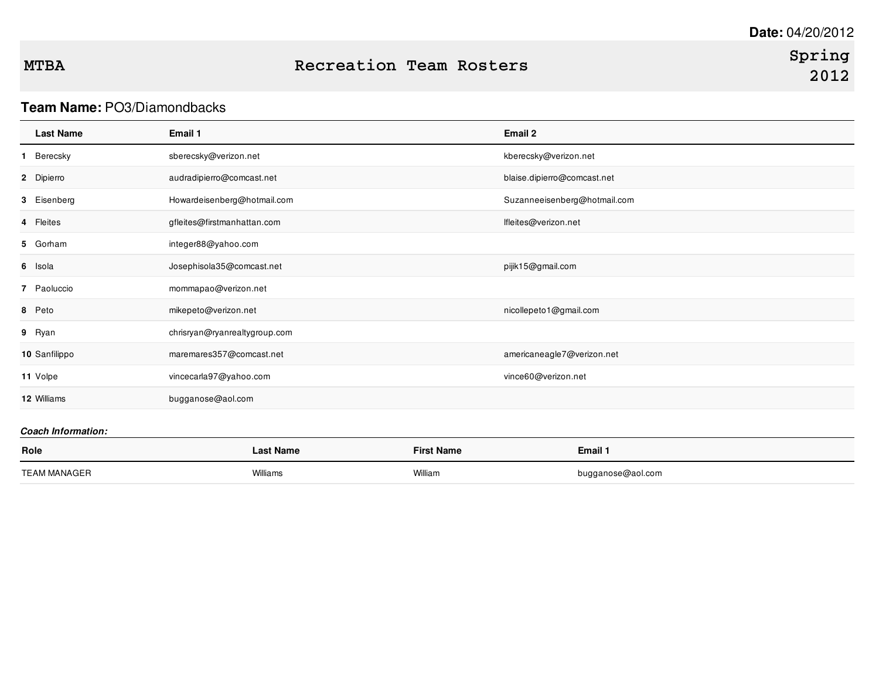**Date:** 04/20/2012

# MTBA Recreation Team Rosters Spring 2012

**Team Name:** PO3/Diamondbacks

| | Last Name | Email 1 | Email 2 |
|---|---|---|---|
| 1 | Berecsky | sberecsky@verizon.net | kberecsky@verizon.net |
| 2 | Dipierro | audradipierro@comcast.net | blaise.dipierro@comcast.net |
| 3 | Eisenberg | Howardeisenberg@hotmail.com | Suzanneeisenberg@hotmail.com |
| 4 | Fleites | gfleites@firstmanhattan.com | lfleites@verizon.net |
| 5 | Gorham | integer88@yahoo.com | |
| 6 | Isola | Josephisola35@comcast.net | pijik15@gmail.com |
| 7 | Paoluccio | mommapao@verizon.net | |
| 8 | Peto | mikepeto@verizon.net | nicollepeto1@gmail.com |
| 9 | Ryan | chrisryan@ryanrealtygroup.com | |
| 10 | Sanfilippo | maremares357@comcast.net | americaneagle7@verizon.net |
| 11 | Volpe | vincecarla97@yahoo.com | vince60@verizon.net |
| 12 | Williams | bugganose@aol.com | |

***Coach Information:***

| Role | Last Name | First Name | Email 1 |
|---|---|---|---|
| TEAM MANAGER | Williams | William | bugganose@aol.com |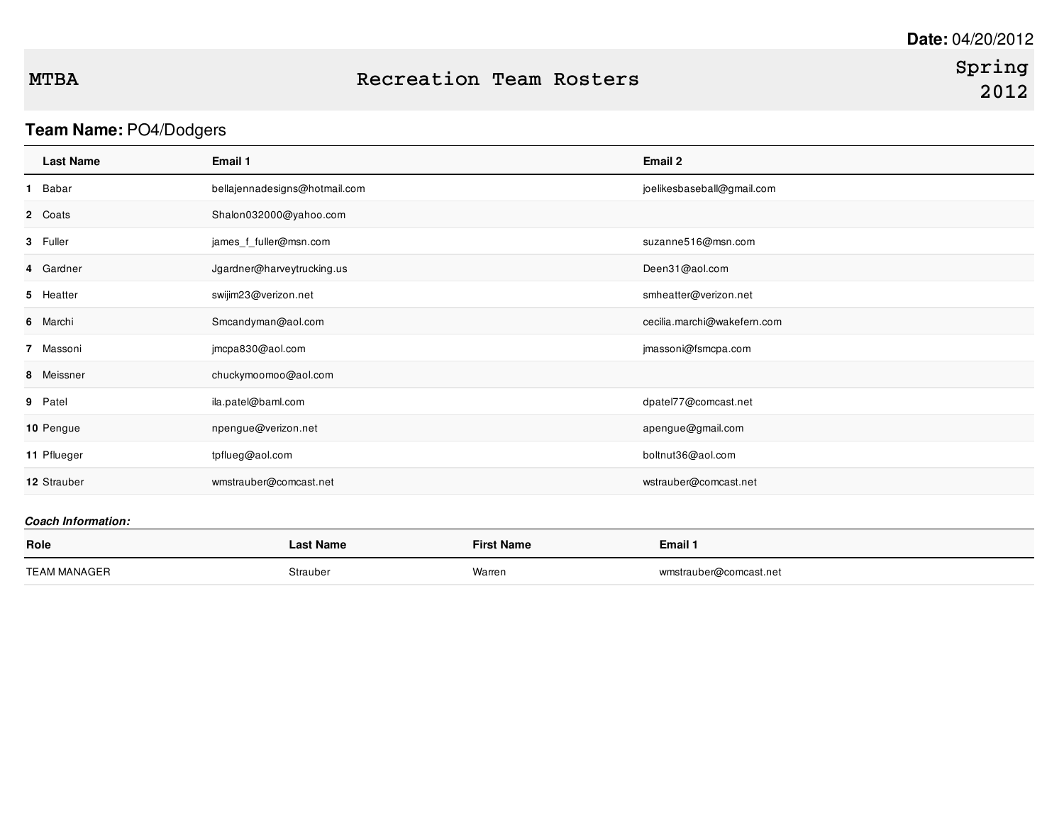**Date:** 04/20/2012

**MTBA** | **Recreation Team Rosters** | **Spring 2012**

**Team Name:** PO4/Dodgers

| | Last Name | Email 1 | Email 2 |
|---|---|---|---|
| 1 | Babar | bellajennadesigns@hotmail.com | joelikesbaseball@gmail.com |
| 2 | Coats | Shalon032000@yahoo.com | |
| 3 | Fuller | james_f_fuller@msn.com | suzanne516@msn.com |
| 4 | Gardner | Jgardner@harveytrucking.us | Deen31@aol.com |
| 5 | Heatter | swijim23@verizon.net | smheatter@verizon.net |
| 6 | Marchi | Smcandyman@aol.com | cecilia.marchi@wakefern.com |
| 7 | Massoni | jmcpa830@aol.com | jmassoni@fsmcpa.com |
| 8 | Meissner | chuckymoomoo@aol.com | |
| 9 | Patel | ila.patel@baml.com | dpatel77@comcast.net |
| 10 | Pengue | npengue@verizon.net | apengue@gmail.com |
| 11 | Pflueger | tpflueg@aol.com | boltnut36@aol.com |
| 12 | Strauber | wmstrauber@comcast.net | wstrauber@comcast.net |

***Coach Information:***

| Role | Last Name | First Name | Email 1 |
|---|---|---|---|
| TEAM MANAGER | Strauber | Warren | wmstrauber@comcast.net |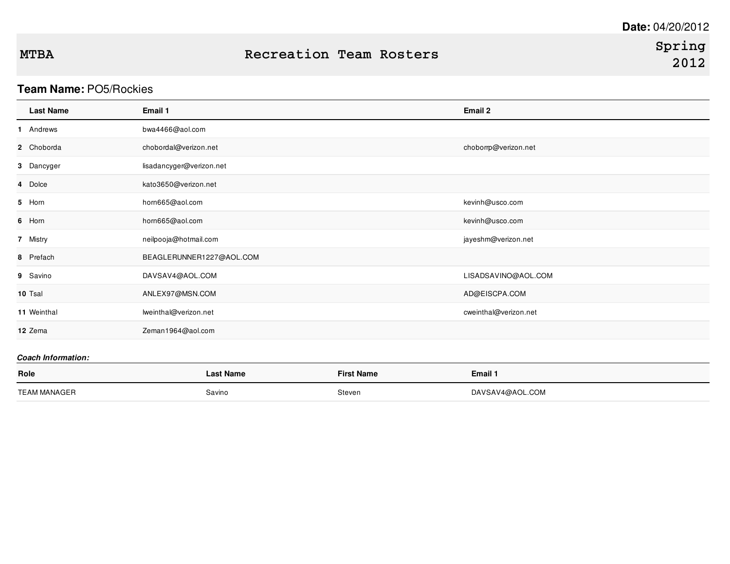**Date:** 04/20/2012

# MTBA — Recreation Team Rosters — Spring 2012

**Team Name:** PO5/Rockies

| | Last Name | Email 1 | Email 2 |
|---|---|---|---|
| 1 | Andrews | bwa4466@aol.com | |
| 2 | Choborda | chobordal@verizon.net | choborrp@verizon.net |
| 3 | Dancyger | lisadancyger@verizon.net | |
| 4 | Dolce | kato3650@verizon.net | |
| 5 | Horn | horn665@aol.com | kevinh@usco.com |
| 6 | Horn | horn665@aol.com | kevinh@usco.com |
| 7 | Mistry | neilpooja@hotmail.com | jayeshm@verizon.net |
| 8 | Prefach | BEAGLERUNNER1227@AOL.COM | |
| 9 | Savino | DAVSAV4@AOL.COM | LISADSAVINO@AOL.COM |
| 10 | Tsal | ANLEX97@MSN.COM | AD@EISCPA.COM |
| 11 | Weinthal | lweinthal@verizon.net | cweinthal@verizon.net |
| 12 | Zema | Zeman1964@aol.com | |

***Coach Information:***

| Role | Last Name | First Name | Email 1 |
|---|---|---|---|
| TEAM MANAGER | Savino | Steven | DAVSAV4@AOL.COM |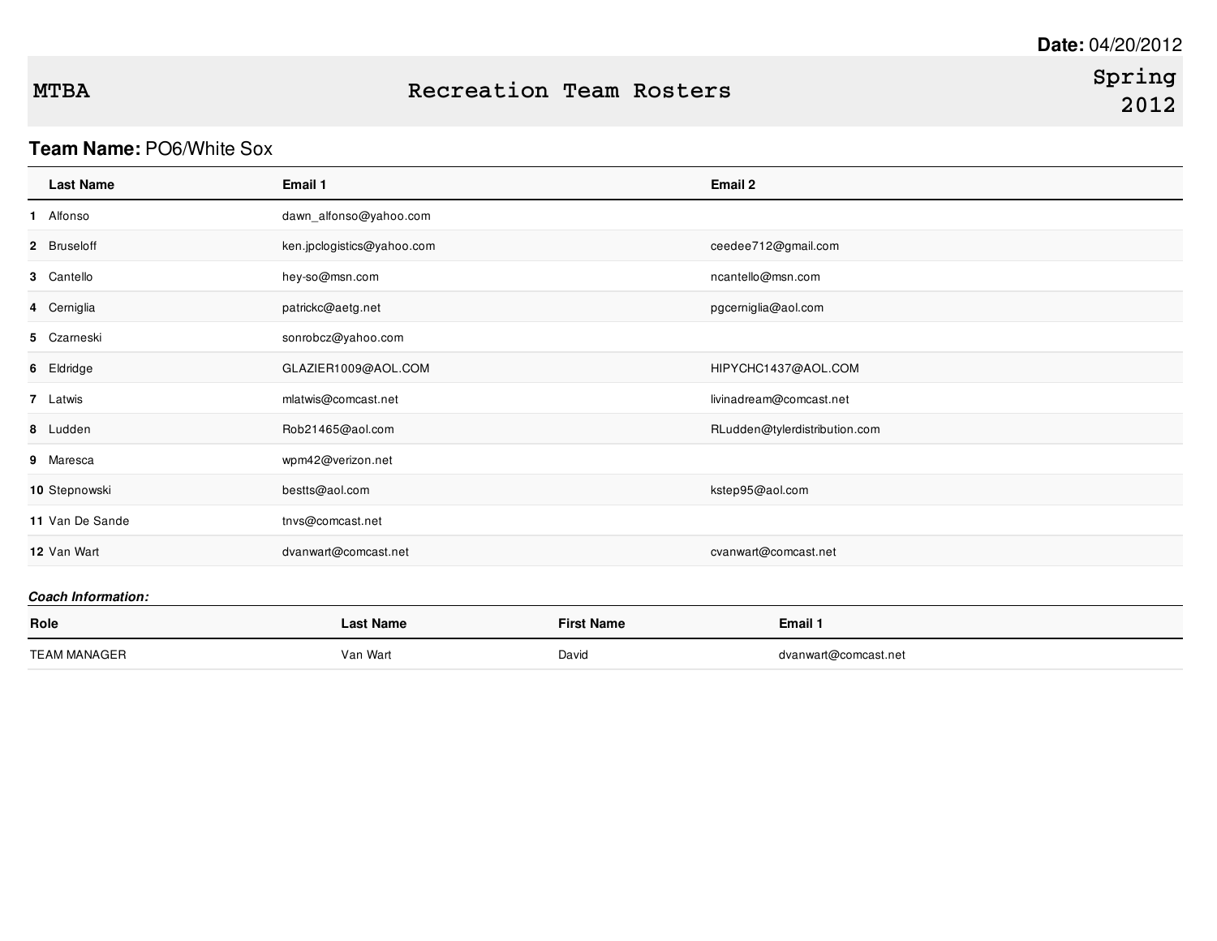**Date:** 04/20/2012

# MTBA Recreation Team Rosters Spring 2012

**Team Name:** PO6/White Sox

| | Last Name | Email 1 | Email 2 |
|---|---|---|---|
| 1 | Alfonso | dawn_alfonso@yahoo.com | |
| 2 | Bruseloff | ken.jpclogistics@yahoo.com | ceedee712@gmail.com |
| 3 | Cantello | hey-so@msn.com | ncantello@msn.com |
| 4 | Cerniglia | patrickc@aetg.net | pgcerniglia@aol.com |
| 5 | Czarneski | sonrobcz@yahoo.com | |
| 6 | Eldridge | GLAZIER1009@AOL.COM | HIPYCHC1437@AOL.COM |
| 7 | Latwis | mlatwis@comcast.net | livinadream@comcast.net |
| 8 | Ludden | Rob21465@aol.com | RLudden@tylerdistribution.com |
| 9 | Maresca | wpm42@verizon.net | |
| 10 | Stepnowski | bestts@aol.com | kstep95@aol.com |
| 11 | Van De Sande | tnvs@comcast.net | |
| 12 | Van Wart | dvanwart@comcast.net | cvanwart@comcast.net |

***Coach Information:***

| Role | Last Name | First Name | Email 1 |
|---|---|---|---|
| TEAM MANAGER | Van Wart | David | dvanwart@comcast.net |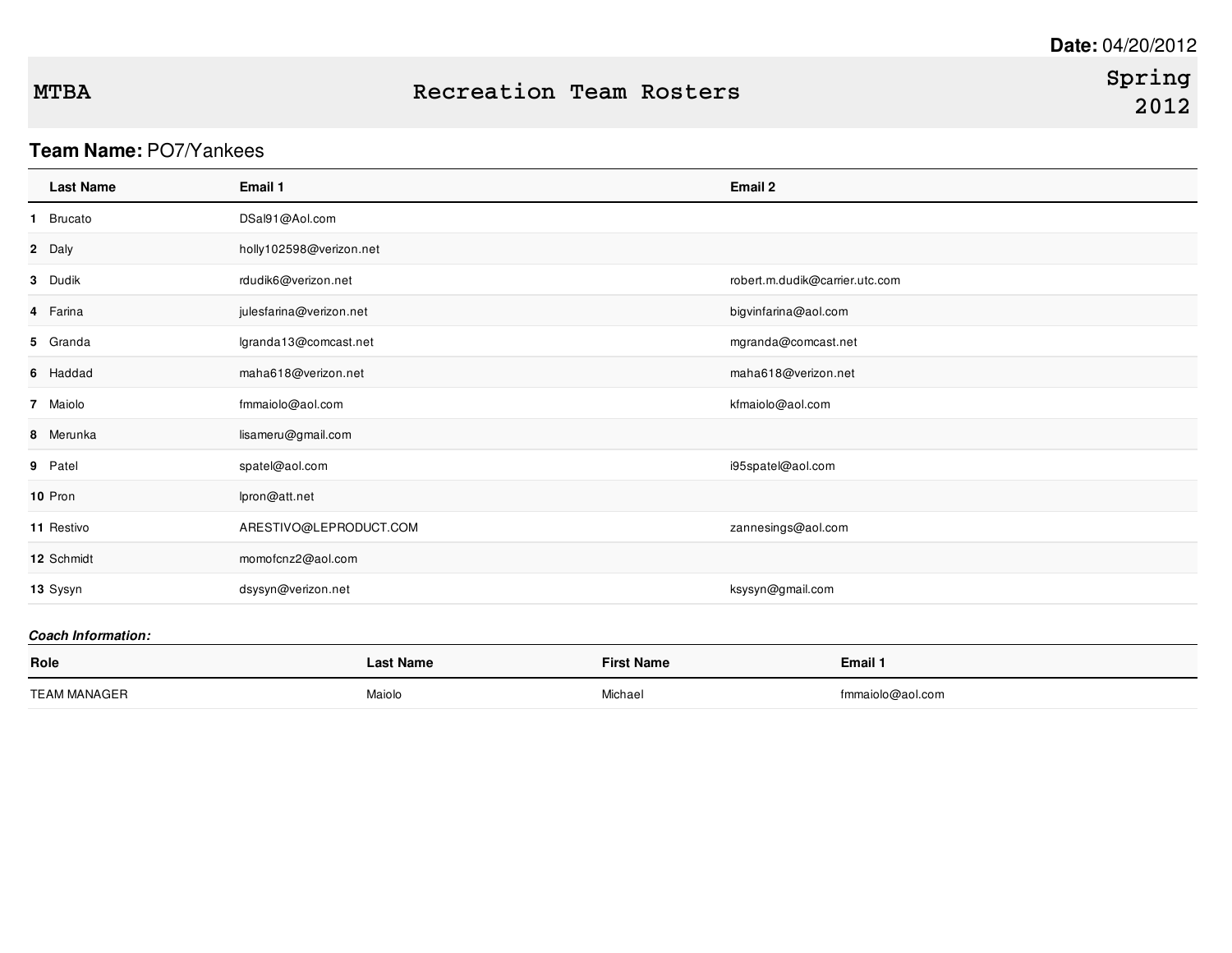**Date:** 04/20/2012

**MTBA** — **Recreation Team Rosters** — **Spring 2012**

**Team Name:** PO7/Yankees

| | Last Name | Email 1 | Email 2 |
|---|---|---|---|
| 1 | Brucato | DSal91@Aol.com | |
| 2 | Daly | holly102598@verizon.net | |
| 3 | Dudik | rdudik6@verizon.net | robert.m.dudik@carrier.utc.com |
| 4 | Farina | julesfarina@verizon.net | bigvinfarina@aol.com |
| 5 | Granda | lgranda13@comcast.net | mgranda@comcast.net |
| 6 | Haddad | maha618@verizon.net | maha618@verizon.net |
| 7 | Maiolo | fmmaiolo@aol.com | kfmaiolo@aol.com |
| 8 | Merunka | lisameru@gmail.com | |
| 9 | Patel | spatel@aol.com | i95spatel@aol.com |
| 10 | Pron | lpron@att.net | |
| 11 | Restivo | ARESTIVO@LEPRODUCT.COM | zannesings@aol.com |
| 12 | Schmidt | momofcnz2@aol.com | |
| 13 | Sysyn | dsysyn@verizon.net | ksysyn@gmail.com |

***Coach Information:***

| Role | Last Name | First Name | Email 1 |
|---|---|---|---|
| TEAM MANAGER | Maiolo | Michael | fmmaiolo@aol.com |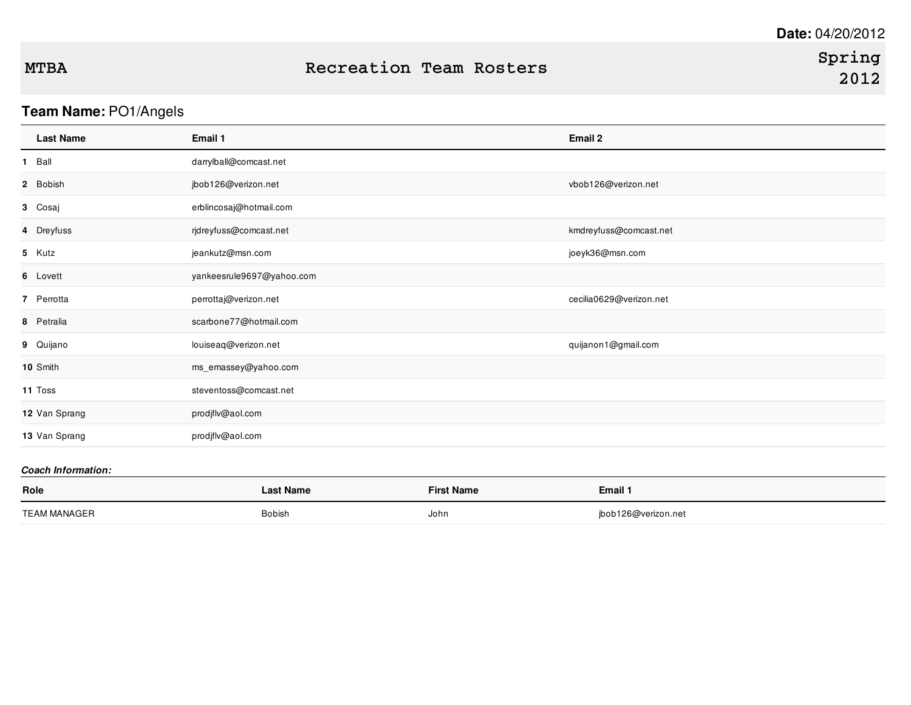**Date:** 04/20/2012

# MTBA Recreation Team Rosters Spring 2012

**Team Name:** PO1/Angels

| | Last Name | Email 1 | Email 2 |
|---|---|---|---|
| 1 | Ball | darrylball@comcast.net | |
| 2 | Bobish | jbob126@verizon.net | vbob126@verizon.net |
| 3 | Cosaj | erblincosaj@hotmail.com | |
| 4 | Dreyfuss | rjdreyfuss@comcast.net | kmdreyfuss@comcast.net |
| 5 | Kutz | jeankutz@msn.com | joeyk36@msn.com |
| 6 | Lovett | yankeesrule9697@yahoo.com | |
| 7 | Perrotta | perrottaj@verizon.net | cecilia0629@verizon.net |
| 8 | Petralia | scarbone77@hotmail.com | |
| 9 | Quijano | louiseaq@verizon.net | quijanon1@gmail.com |
| 10 | Smith | ms_emassey@yahoo.com | |
| 11 | Toss | steventoss@comcast.net | |
| 12 | Van Sprang | prodjflv@aol.com | |
| 13 | Van Sprang | prodjflv@aol.com | |

***Coach Information:***

| Role | Last Name | First Name | Email 1 |
|---|---|---|---|
| TEAM MANAGER | Bobish | John | jbob126@verizon.net |